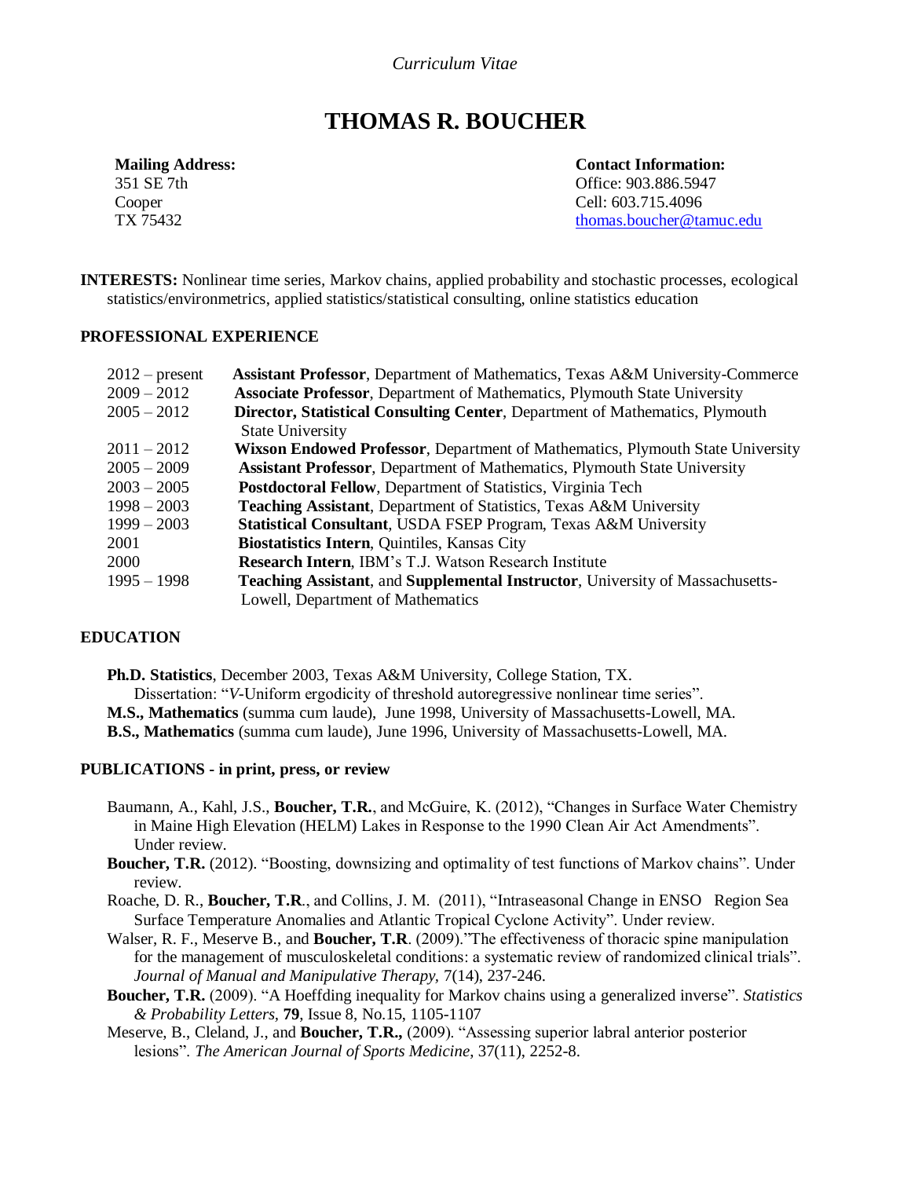*Curriculum Vitae*

# THOMAS R. BOUCHER

**Mailing Address:**
351 SE 7th
Cooper
TX 75432

**Contact Information:**
Office: 903.886.5947
Cell: 603.715.4096
thomas.boucher@tamuc.edu

**INTERESTS:** Nonlinear time series, Markov chains, applied probability and stochastic processes, ecological statistics/environmetrics, applied statistics/statistical consulting, online statistics education

## PROFESSIONAL EXPERIENCE

| | |
|---|---|
| 2012 – present | **Assistant Professor**, Department of Mathematics, Texas A&M University-Commerce |
| 2009 – 2012 | **Associate Professor**, Department of Mathematics, Plymouth State University |
| 2005 – 2012 | **Director, Statistical Consulting Center**, Department of Mathematics, Plymouth State University |
| 2011 – 2012 | **Wixson Endowed Professor**, Department of Mathematics, Plymouth State University |
| 2005 – 2009 | **Assistant Professor**, Department of Mathematics, Plymouth State University |
| 2003 – 2005 | **Postdoctoral Fellow**, Department of Statistics, Virginia Tech |
| 1998 – 2003 | **Teaching Assistant**, Department of Statistics, Texas A&M University |
| 1999 – 2003 | **Statistical Consultant**, USDA FSEP Program, Texas A&M University |
| 2001 | **Biostatistics Intern**, Quintiles, Kansas City |
| 2000 | **Research Intern**, IBM's T.J. Watson Research Institute |
| 1995 – 1998 | **Teaching Assistant**, and **Supplemental Instructor**, University of Massachusetts-Lowell, Department of Mathematics |

## EDUCATION

**Ph.D. Statistics**, December 2003, Texas A&M University, College Station, TX.
Dissertation: "*V*-Uniform ergodicity of threshold autoregressive nonlinear time series".
**M.S., Mathematics** (summa cum laude), June 1998, University of Massachusetts-Lowell, MA.
**B.S., Mathematics** (summa cum laude), June 1996, University of Massachusetts-Lowell, MA.

## PUBLICATIONS - in print, press, or review

Baumann, A., Kahl, J.S., **Boucher, T.R.**, and McGuire, K. (2012), "Changes in Surface Water Chemistry in Maine High Elevation (HELM) Lakes in Response to the 1990 Clean Air Act Amendments". Under review.

**Boucher, T.R.** (2012). "Boosting, downsizing and optimality of test functions of Markov chains". Under review.

Roache, D. R., **Boucher, T.R**., and Collins, J. M. (2011), "Intraseasonal Change in ENSO Region Sea Surface Temperature Anomalies and Atlantic Tropical Cyclone Activity". Under review.

Walser, R. F., Meserve B., and **Boucher, T.R**. (2009)."The effectiveness of thoracic spine manipulation for the management of musculoskeletal conditions: a systematic review of randomized clinical trials". *Journal of Manual and Manipulative Therapy*, 7(14), 237-246.

**Boucher, T.R.** (2009). "A Hoeffding inequality for Markov chains using a generalized inverse". *Statistics & Probability Letters*, **79**, Issue 8, No.15, 1105-1107

Meserve, B., Cleland, J., and **Boucher, T.R.,** (2009). "Assessing superior labral anterior posterior lesions". *The American Journal of Sports Medicine*, 37(11), 2252-8.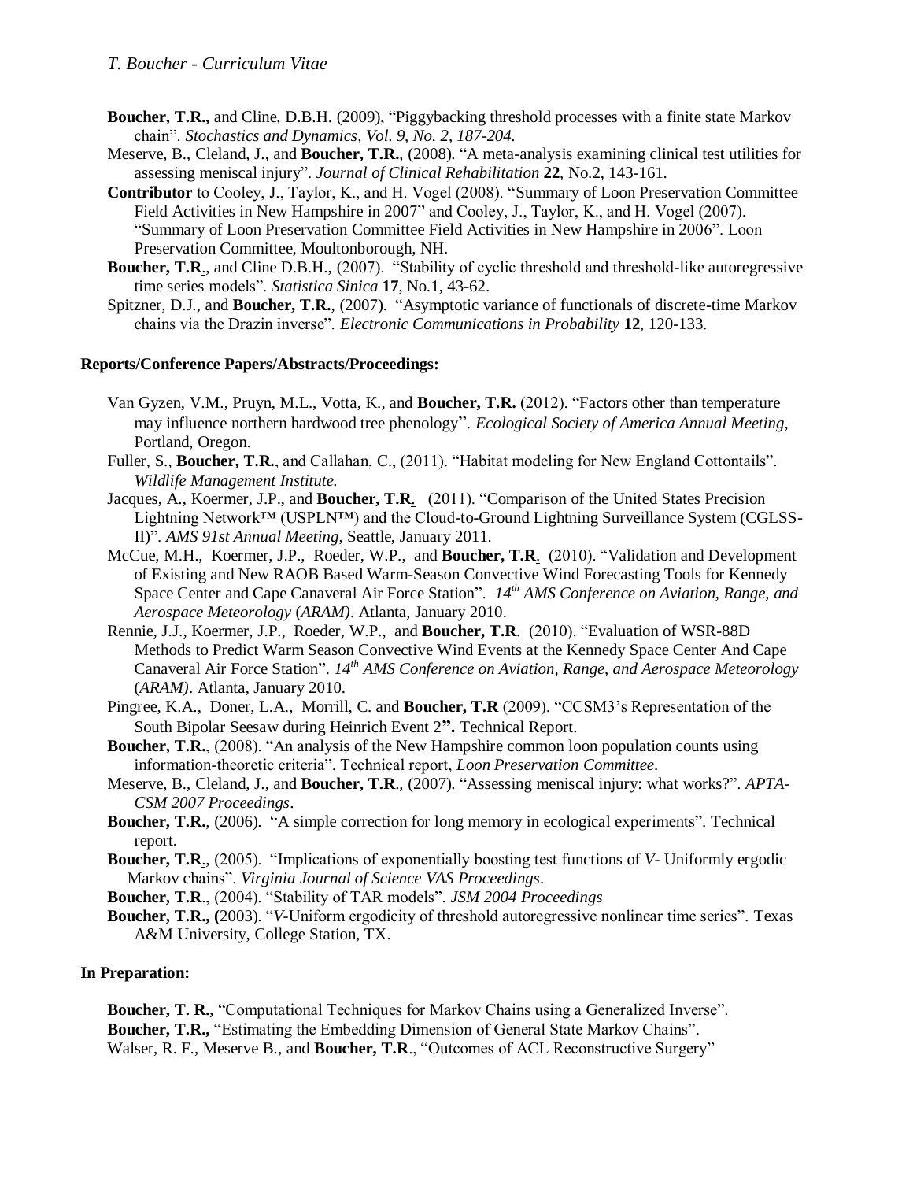**Boucher, T.R.,** and Cline, D.B.H. (2009), "Piggybacking threshold processes with a finite state Markov chain". *Stochastics and Dynamics, Vol. 9, No. 2, 187-204.*

Meserve, B., Cleland, J., and **Boucher, T.R.**, (2008). "A meta-analysis examining clinical test utilities for assessing meniscal injury". *Journal of Clinical Rehabilitation* **22**, No.2, 143-161.

**Contributor** to Cooley, J., Taylor, K., and H. Vogel (2008). "Summary of Loon Preservation Committee Field Activities in New Hampshire in 2007" and Cooley, J., Taylor, K., and H. Vogel (2007). "Summary of Loon Preservation Committee Field Activities in New Hampshire in 2006". Loon Preservation Committee, Moultonborough, NH.

**Boucher, T.R.**, and Cline D.B.H., (2007). "Stability of cyclic threshold and threshold-like autoregressive time series models". *Statistica Sinica* **17**, No.1, 43-62.

Spitzner, D.J., and **Boucher, T.R.**, (2007). "Asymptotic variance of functionals of discrete-time Markov chains via the Drazin inverse". *Electronic Communications in Probability* **12**, 120-133.

**Reports/Conference Papers/Abstracts/Proceedings:**

Van Gyzen, V.M., Pruyn, M.L., Votta, K., and **Boucher, T.R.** (2012). "Factors other than temperature may influence northern hardwood tree phenology". *Ecological Society of America Annual Meeting*, Portland, Oregon.

Fuller, S., **Boucher, T.R.**, and Callahan, C., (2011). "Habitat modeling for New England Cottontails". *Wildlife Management Institute.*

Jacques, A., Koermer, J.P., and **Boucher, T.R.** (2011). "Comparison of the United States Precision Lightning Network™ (USPLN™) and the Cloud-to-Ground Lightning Surveillance System (CGLSS-II)". *AMS 91st Annual Meeting*, Seattle, January 2011.

McCue, M.H., Koermer, J.P., Roeder, W.P., and **Boucher, T.R.** (2010). "Validation and Development of Existing and New RAOB Based Warm-Season Convective Wind Forecasting Tools for Kennedy Space Center and Cape Canaveral Air Force Station". *14th AMS Conference on Aviation, Range, and Aerospace Meteorology* (*ARAM)*. Atlanta, January 2010.

Rennie, J.J., Koermer, J.P., Roeder, W.P., and **Boucher, T.R.** (2010). "Evaluation of WSR-88D Methods to Predict Warm Season Convective Wind Events at the Kennedy Space Center And Cape Canaveral Air Force Station". *14th AMS Conference on Aviation, Range, and Aerospace Meteorology* (*ARAM)*. Atlanta, January 2010.

Pingree, K.A., Doner, L.A., Morrill, C. and **Boucher, T.R** (2009). "CCSM3's Representation of the South Bipolar Seesaw during Heinrich Event 2**".** Technical Report.

**Boucher, T.R.**, (2008). "An analysis of the New Hampshire common loon population counts using information-theoretic criteria". Technical report, *Loon Preservation Committee*.

Meserve, B., Cleland, J., and **Boucher, T.R**., (2007). "Assessing meniscal injury: what works?". *APTA-CSM 2007 Proceedings*.

**Boucher, T.R.**, (2006). "A simple correction for long memory in ecological experiments". Technical report.

**Boucher, T.R.**, (2005). "Implications of exponentially boosting test functions of *V*- Uniformly ergodic Markov chains". *Virginia Journal of Science VAS Proceedings*.

**Boucher, T.R.**, (2004). "Stability of TAR models". *JSM 2004 Proceedings*

**Boucher, T.R., (**2003). "*V*-Uniform ergodicity of threshold autoregressive nonlinear time series". Texas A&M University, College Station, TX.

**In Preparation:**

**Boucher, T. R.,** "Computational Techniques for Markov Chains using a Generalized Inverse".

**Boucher, T.R.,** "Estimating the Embedding Dimension of General State Markov Chains".

Walser, R. F., Meserve B., and **Boucher, T.R**., "Outcomes of ACL Reconstructive Surgery"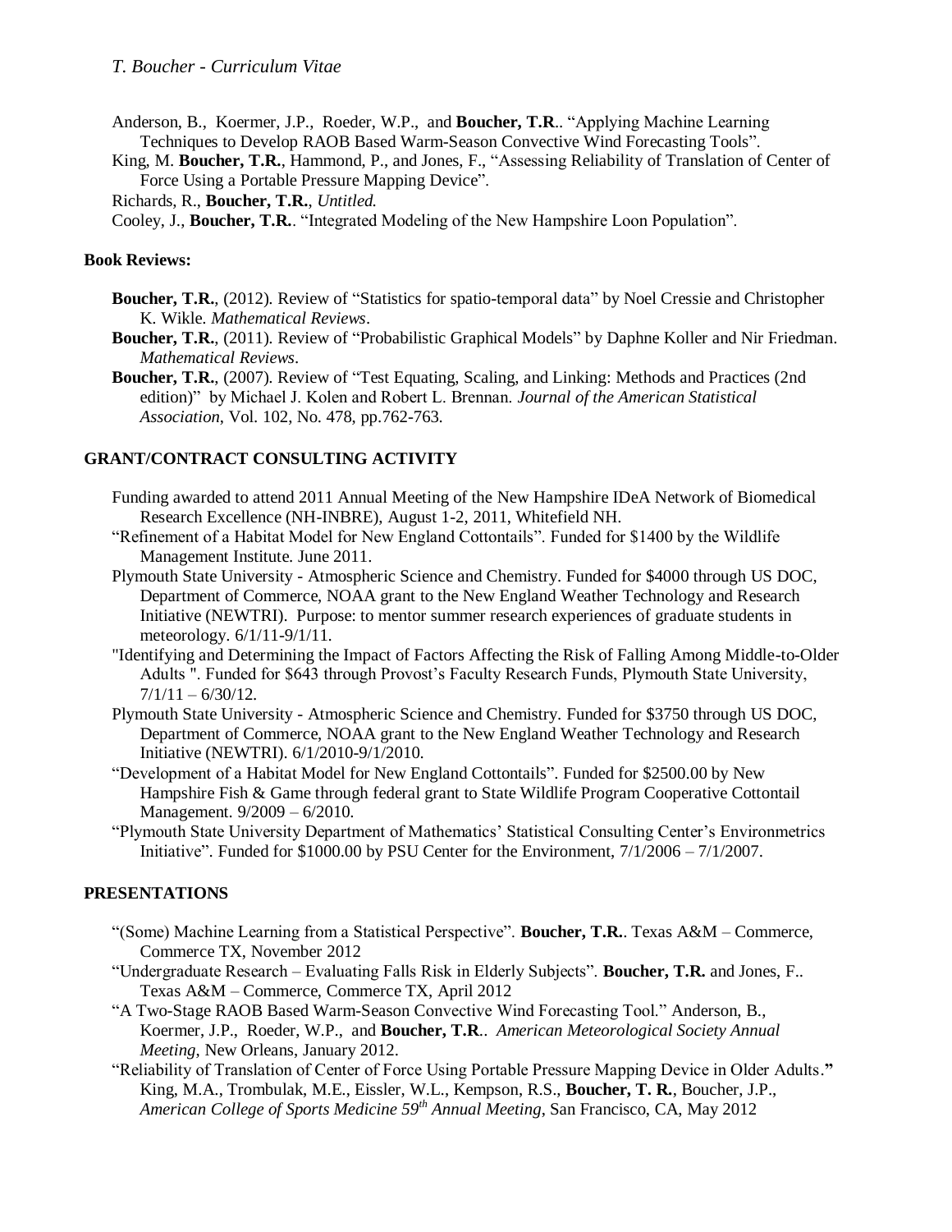Anderson, B., Koermer, J.P., Roeder, W.P., and **Boucher, T.R**.. "Applying Machine Learning Techniques to Develop RAOB Based Warm-Season Convective Wind Forecasting Tools".

King, M. **Boucher, T.R.**, Hammond, P., and Jones, F., "Assessing Reliability of Translation of Center of Force Using a Portable Pressure Mapping Device".

Richards, R., **Boucher, T.R.**, *Untitled.*

Cooley, J., **Boucher, T.R.**. "Integrated Modeling of the New Hampshire Loon Population".

**Book Reviews:**

**Boucher, T.R.**, (2012). Review of "Statistics for spatio-temporal data" by Noel Cressie and Christopher K. Wikle. *Mathematical Reviews*.

**Boucher, T.R.**, (2011). Review of "Probabilistic Graphical Models" by Daphne Koller and Nir Friedman. *Mathematical Reviews*.

**Boucher, T.R.**, (2007). Review of "Test Equating, Scaling, and Linking: Methods and Practices (2nd edition)" by Michael J. Kolen and Robert L. Brennan. *Journal of the American Statistical Association*, Vol. 102, No. 478, pp.762-763.

## GRANT/CONTRACT CONSULTING ACTIVITY

Funding awarded to attend 2011 Annual Meeting of the New Hampshire IDeA Network of Biomedical Research Excellence (NH-INBRE), August 1-2, 2011, Whitefield NH.

"Refinement of a Habitat Model for New England Cottontails". Funded for $1400 by the Wildlife Management Institute. June 2011.

Plymouth State University - Atmospheric Science and Chemistry. Funded for $4000 through US DOC, Department of Commerce, NOAA grant to the New England Weather Technology and Research Initiative (NEWTRI). Purpose: to mentor summer research experiences of graduate students in meteorology. 6/1/11-9/1/11.

"Identifying and Determining the Impact of Factors Affecting the Risk of Falling Among Middle-to-Older Adults ". Funded for $643 through Provost's Faculty Research Funds, Plymouth State University, 7/1/11 – 6/30/12.

Plymouth State University - Atmospheric Science and Chemistry. Funded for $3750 through US DOC, Department of Commerce, NOAA grant to the New England Weather Technology and Research Initiative (NEWTRI). 6/1/2010-9/1/2010.

"Development of a Habitat Model for New England Cottontails". Funded for $2500.00 by New Hampshire Fish & Game through federal grant to State Wildlife Program Cooperative Cottontail Management. 9/2009 – 6/2010.

"Plymouth State University Department of Mathematics' Statistical Consulting Center's Environmetrics Initiative". Funded for $1000.00 by PSU Center for the Environment, 7/1/2006 – 7/1/2007.

## PRESENTATIONS

"(Some) Machine Learning from a Statistical Perspective". **Boucher, T.R.**. Texas A&M – Commerce, Commerce TX, November 2012

"Undergraduate Research – Evaluating Falls Risk in Elderly Subjects". **Boucher, T.R.** and Jones, F.. Texas A&M – Commerce, Commerce TX, April 2012

"A Two-Stage RAOB Based Warm-Season Convective Wind Forecasting Tool." Anderson, B., Koermer, J.P., Roeder, W.P., and **Boucher, T.R**.. *American Meteorological Society Annual Meeting*, New Orleans, January 2012.

"Reliability of Translation of Center of Force Using Portable Pressure Mapping Device in Older Adults.**"** King, M.A., Trombulak, M.E., Eissler, W.L., Kempson, R.S., **Boucher, T. R.**, Boucher, J.P., *American College of Sports Medicine 59th Annual Meeting*, San Francisco, CA, May 2012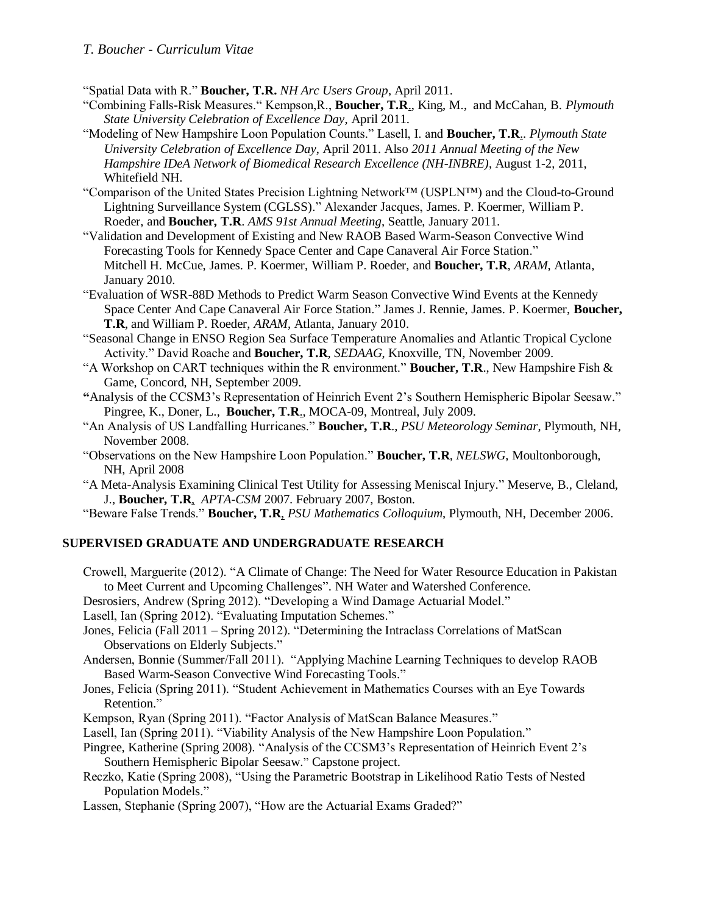"Spatial Data with R." **Boucher, T.R.** *NH Arc Users Group*, April 2011.

"Combining Falls-Risk Measures." Kempson,R., **Boucher, T.R.**, King, M., and McCahan, B. *Plymouth State University Celebration of Excellence Day*, April 2011.

"Modeling of New Hampshire Loon Population Counts." Lasell, I. and **Boucher, T.R.**. *Plymouth State University Celebration of Excellence Day*, April 2011. Also *2011 Annual Meeting of the New Hampshire IDeA Network of Biomedical Research Excellence (NH-INBRE)*, August 1-2, 2011, Whitefield NH.

"Comparison of the United States Precision Lightning Network™ (USPLN™) and the Cloud-to-Ground Lightning Surveillance System (CGLSS)." Alexander Jacques, James. P. Koermer, William P. Roeder, and **Boucher, T.R**. *AMS 91st Annual Meeting*, Seattle, January 2011.

"Validation and Development of Existing and New RAOB Based Warm-Season Convective Wind Forecasting Tools for Kennedy Space Center and Cape Canaveral Air Force Station." Mitchell H. McCue, James. P. Koermer, William P. Roeder, and **Boucher, T.R**, *ARAM*, Atlanta, January 2010.

"Evaluation of WSR-88D Methods to Predict Warm Season Convective Wind Events at the Kennedy Space Center And Cape Canaveral Air Force Station." James J. Rennie, James. P. Koermer, **Boucher, T.R**, and William P. Roeder, *ARAM*, Atlanta, January 2010.

"Seasonal Change in ENSO Region Sea Surface Temperature Anomalies and Atlantic Tropical Cyclone Activity." David Roache and **Boucher, T.R**, *SEDAAG*, Knoxville, TN, November 2009.

"A Workshop on CART techniques within the R environment." **Boucher, T.R**., New Hampshire Fish & Game, Concord, NH, September 2009.

"Analysis of the CCSM3's Representation of Heinrich Event 2's Southern Hemispheric Bipolar Seesaw." Pingree, K., Doner, L., **Boucher, T.R.**, MOCA-09, Montreal, July 2009.

"An Analysis of US Landfalling Hurricanes." **Boucher, T.R**., *PSU Meteorology Seminar*, Plymouth, NH, November 2008.

"Observations on the New Hampshire Loon Population." **Boucher, T.R**, *NELSWG*, Moultonborough, NH, April 2008

"A Meta-Analysis Examining Clinical Test Utility for Assessing Meniscal Injury." Meserve, B., Cleland, J., **Boucher, T.R**, *APTA-CSM* 2007. February 2007, Boston.

"Beware False Trends." **Boucher, T.R**, *PSU Mathematics Colloquium*, Plymouth, NH, December 2006.

## SUPERVISED GRADUATE AND UNDERGRADUATE RESEARCH

Crowell, Marguerite (2012). "A Climate of Change: The Need for Water Resource Education in Pakistan to Meet Current and Upcoming Challenges". NH Water and Watershed Conference.

Desrosiers, Andrew (Spring 2012). "Developing a Wind Damage Actuarial Model."

Lasell, Ian (Spring 2012). "Evaluating Imputation Schemes."

Jones, Felicia (Fall 2011 – Spring 2012). "Determining the Intraclass Correlations of MatScan Observations on Elderly Subjects."

Andersen, Bonnie (Summer/Fall 2011). "Applying Machine Learning Techniques to develop RAOB Based Warm-Season Convective Wind Forecasting Tools."

Jones, Felicia (Spring 2011). "Student Achievement in Mathematics Courses with an Eye Towards Retention."

Kempson, Ryan (Spring 2011). "Factor Analysis of MatScan Balance Measures."

Lasell, Ian (Spring 2011). "Viability Analysis of the New Hampshire Loon Population."

Pingree, Katherine (Spring 2008). "Analysis of the CCSM3's Representation of Heinrich Event 2's Southern Hemispheric Bipolar Seesaw." Capstone project.

Reczko, Katie (Spring 2008), "Using the Parametric Bootstrap in Likelihood Ratio Tests of Nested Population Models."

Lassen, Stephanie (Spring 2007), "How are the Actuarial Exams Graded?"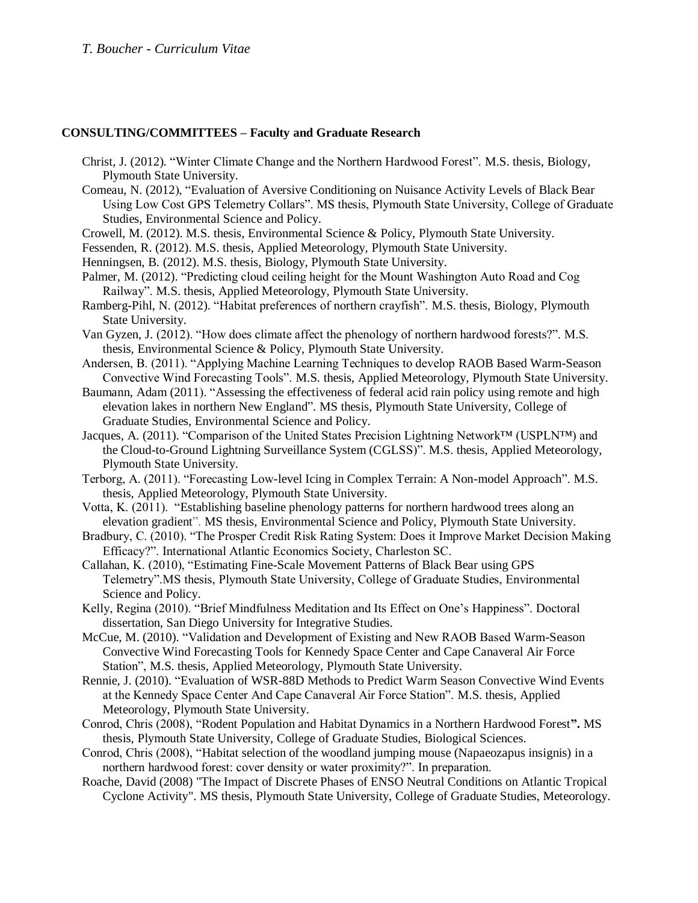## CONSULTING/COMMITTEES – Faculty and Graduate Research

Christ, J. (2012). "Winter Climate Change and the Northern Hardwood Forest". M.S. thesis, Biology, Plymouth State University.

Comeau, N. (2012), "Evaluation of Aversive Conditioning on Nuisance Activity Levels of Black Bear Using Low Cost GPS Telemetry Collars". MS thesis, Plymouth State University, College of Graduate Studies, Environmental Science and Policy.

Crowell, M. (2012). M.S. thesis, Environmental Science & Policy, Plymouth State University.

Fessenden, R. (2012). M.S. thesis, Applied Meteorology, Plymouth State University.

Henningsen, B. (2012). M.S. thesis, Biology, Plymouth State University.

Palmer, M. (2012). "Predicting cloud ceiling height for the Mount Washington Auto Road and Cog Railway". M.S. thesis, Applied Meteorology, Plymouth State University.

Ramberg-Pihl, N. (2012). "Habitat preferences of northern crayfish". M.S. thesis, Biology, Plymouth State University.

Van Gyzen, J. (2012). "How does climate affect the phenology of northern hardwood forests?". M.S. thesis, Environmental Science & Policy, Plymouth State University.

Andersen, B. (2011). "Applying Machine Learning Techniques to develop RAOB Based Warm-Season Convective Wind Forecasting Tools". M.S. thesis, Applied Meteorology, Plymouth State University.

Baumann, Adam (2011). "Assessing the effectiveness of federal acid rain policy using remote and high elevation lakes in northern New England". MS thesis, Plymouth State University, College of Graduate Studies, Environmental Science and Policy.

Jacques, A. (2011). "Comparison of the United States Precision Lightning Network™ (USPLN™) and the Cloud-to-Ground Lightning Surveillance System (CGLSS)". M.S. thesis, Applied Meteorology, Plymouth State University.

Terborg, A. (2011). "Forecasting Low-level Icing in Complex Terrain: A Non-model Approach". M.S. thesis, Applied Meteorology, Plymouth State University.

Votta, K. (2011). "Establishing baseline phenology patterns for northern hardwood trees along an elevation gradient". MS thesis, Environmental Science and Policy, Plymouth State University.

Bradbury, C. (2010). "The Prosper Credit Risk Rating System: Does it Improve Market Decision Making Efficacy?". International Atlantic Economics Society, Charleston SC.

Callahan, K. (2010), "Estimating Fine-Scale Movement Patterns of Black Bear using GPS Telemetry".MS thesis, Plymouth State University, College of Graduate Studies, Environmental Science and Policy.

Kelly, Regina (2010). "Brief Mindfulness Meditation and Its Effect on One's Happiness". Doctoral dissertation, San Diego University for Integrative Studies.

McCue, M. (2010). "Validation and Development of Existing and New RAOB Based Warm-Season Convective Wind Forecasting Tools for Kennedy Space Center and Cape Canaveral Air Force Station", M.S. thesis, Applied Meteorology, Plymouth State University.

Rennie, J. (2010). "Evaluation of WSR-88D Methods to Predict Warm Season Convective Wind Events at the Kennedy Space Center And Cape Canaveral Air Force Station". M.S. thesis, Applied Meteorology, Plymouth State University.

Conrod, Chris (2008), "Rodent Population and Habitat Dynamics in a Northern Hardwood Forest**".** MS thesis, Plymouth State University, College of Graduate Studies, Biological Sciences.

Conrod, Chris (2008), "Habitat selection of the woodland jumping mouse (Napaeozapus insignis) in a northern hardwood forest: cover density or water proximity?". In preparation.

Roache, David (2008) "The Impact of Discrete Phases of ENSO Neutral Conditions on Atlantic Tropical Cyclone Activity". MS thesis, Plymouth State University, College of Graduate Studies, Meteorology.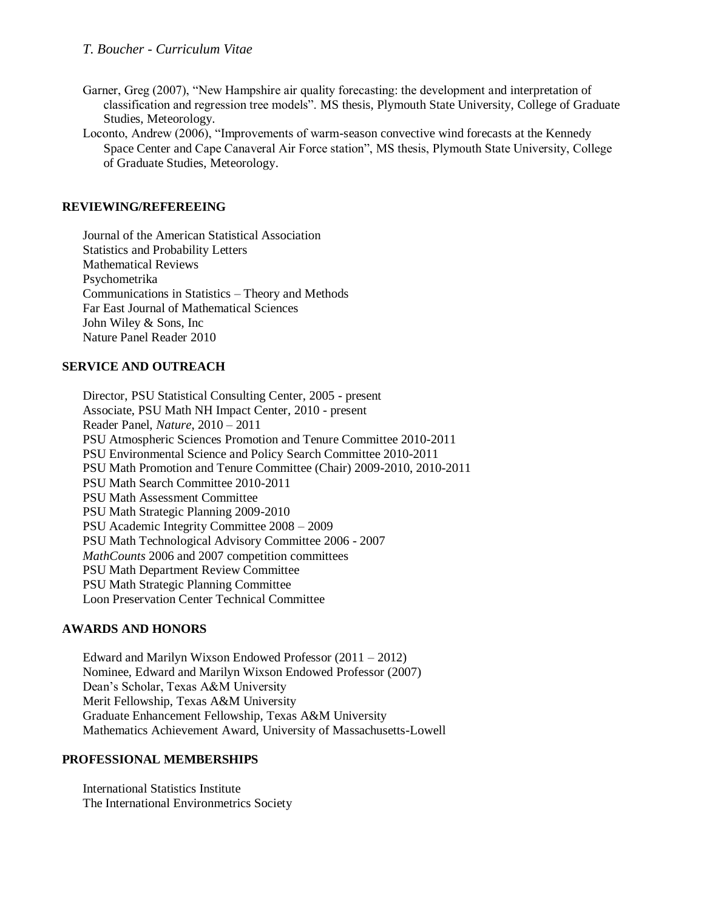Garner, Greg (2007), "New Hampshire air quality forecasting: the development and interpretation of classification and regression tree models". MS thesis, Plymouth State University, College of Graduate Studies, Meteorology.

Loconto, Andrew (2006), "Improvements of warm-season convective wind forecasts at the Kennedy Space Center and Cape Canaveral Air Force station", MS thesis, Plymouth State University, College of Graduate Studies, Meteorology.

## REVIEWING/REFEREEING

Journal of the American Statistical Association
Statistics and Probability Letters
Mathematical Reviews
Psychometrika
Communications in Statistics – Theory and Methods
Far East Journal of Mathematical Sciences
John Wiley & Sons, Inc
Nature Panel Reader 2010

## SERVICE AND OUTREACH

Director, PSU Statistical Consulting Center, 2005 - present
Associate, PSU Math NH Impact Center, 2010 - present
Reader Panel, *Nature*, 2010 – 2011
PSU Atmospheric Sciences Promotion and Tenure Committee 2010-2011
PSU Environmental Science and Policy Search Committee 2010-2011
PSU Math Promotion and Tenure Committee (Chair) 2009-2010, 2010-2011
PSU Math Search Committee 2010-2011
PSU Math Assessment Committee
PSU Math Strategic Planning 2009-2010
PSU Academic Integrity Committee 2008 – 2009
PSU Math Technological Advisory Committee 2006 - 2007
*MathCounts* 2006 and 2007 competition committees
PSU Math Department Review Committee
PSU Math Strategic Planning Committee
Loon Preservation Center Technical Committee

## AWARDS AND HONORS

Edward and Marilyn Wixson Endowed Professor (2011 – 2012)
Nominee, Edward and Marilyn Wixson Endowed Professor (2007)
Dean's Scholar, Texas A&M University
Merit Fellowship, Texas A&M University
Graduate Enhancement Fellowship, Texas A&M University
Mathematics Achievement Award, University of Massachusetts-Lowell

## PROFESSIONAL MEMBERSHIPS

International Statistics Institute
The International Environmetrics Society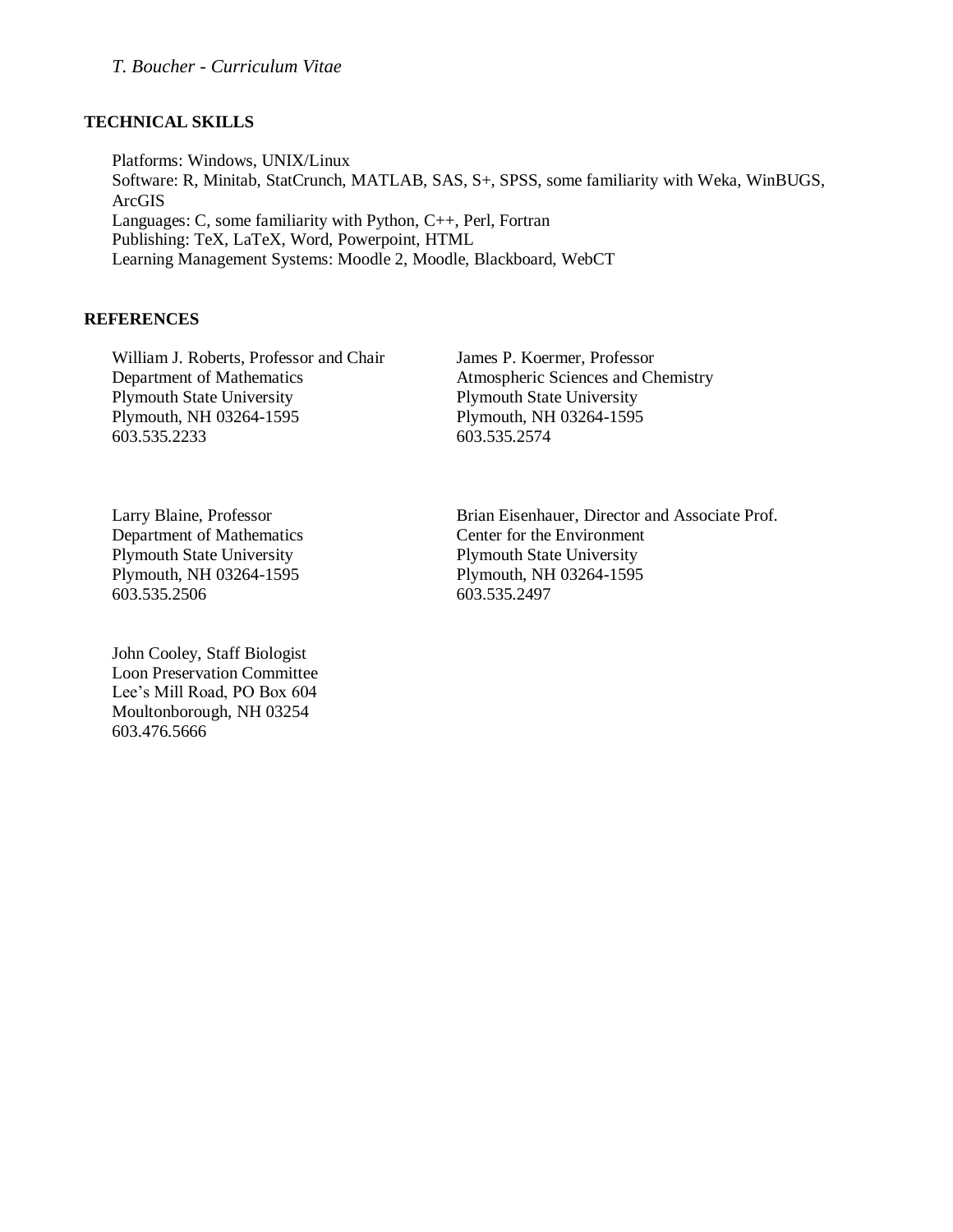## TECHNICAL SKILLS

Platforms: Windows, UNIX/Linux
Software: R, Minitab, StatCrunch, MATLAB, SAS, S+, SPSS, some familiarity with Weka, WinBUGS, ArcGIS
Languages: C, some familiarity with Python, C++, Perl, Fortran
Publishing: TeX, LaTeX, Word, Powerpoint, HTML
Learning Management Systems: Moodle 2, Moodle, Blackboard, WebCT

## REFERENCES

William J. Roberts, Professor and Chair
Department of Mathematics
Plymouth State University
Plymouth, NH 03264-1595
603.535.2233

James P. Koermer, Professor
Atmospheric Sciences and Chemistry
Plymouth State University
Plymouth, NH 03264-1595
603.535.2574

Larry Blaine, Professor
Department of Mathematics
Plymouth State University
Plymouth, NH 03264-1595
603.535.2506

Brian Eisenhauer, Director and Associate Prof.
Center for the Environment
Plymouth State University
Plymouth, NH 03264-1595
603.535.2497

John Cooley, Staff Biologist
Loon Preservation Committee
Lee's Mill Road, PO Box 604
Moultonborough, NH 03254
603.476.5666